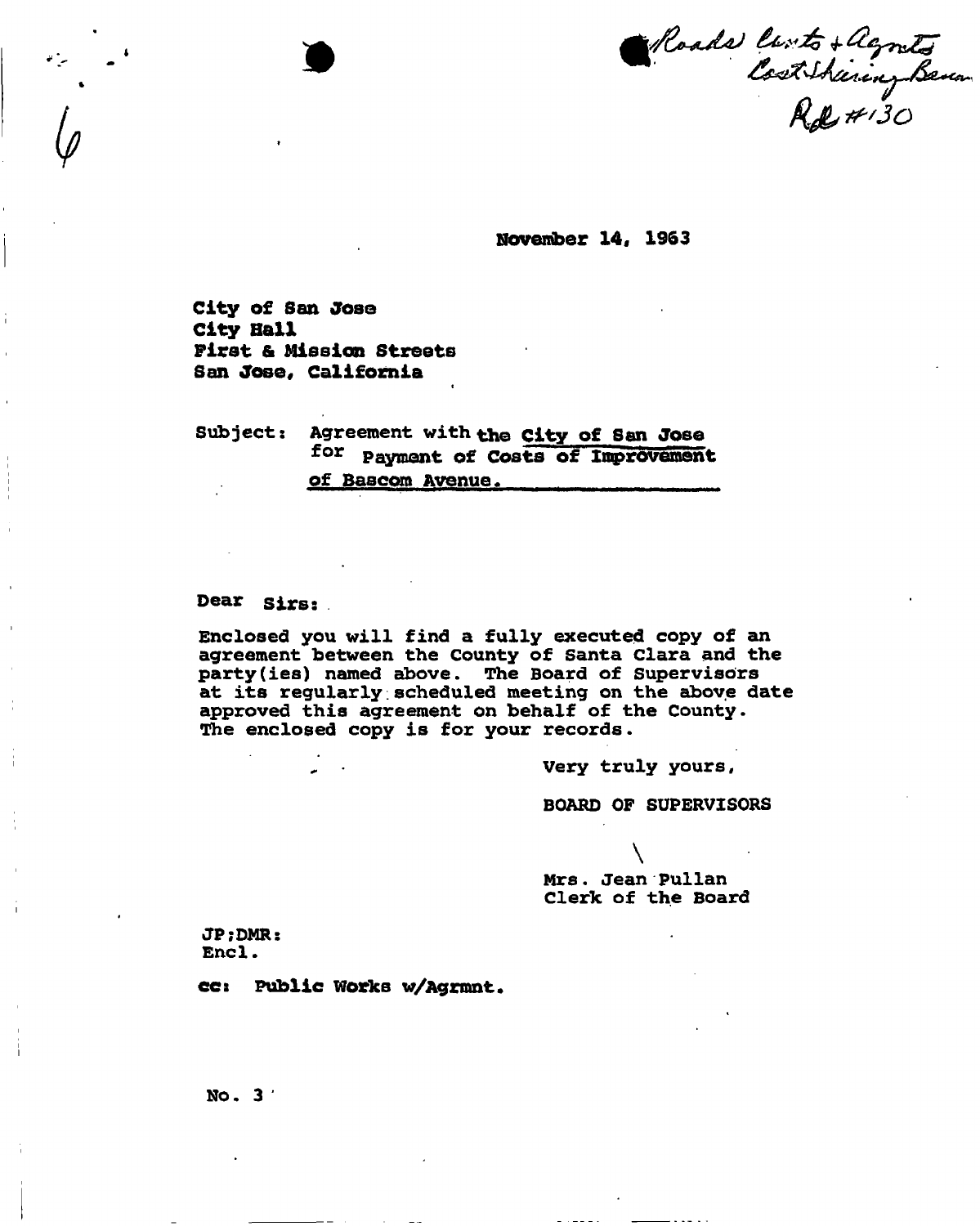Roads Cnts + Agmts
Cost Sharing Bascom
Rd #130

6

November 14, 1963

City of San Jose
City Hall
First & Mission Streets
San Jose, California

Subject: Agreement with the City of San Jose for Payment of Costs of Improvement of Bascom Avenue.

Dear Sirs:

Enclosed you will find a fully executed copy of an agreement between the County of Santa Clara and the party(ies) named above. The Board of Supervisors at its regularly scheduled meeting on the above date approved this agreement on behalf of the County. The enclosed copy is for your records.

Very truly yours,

BOARD OF SUPERVISORS

Mrs. Jean Pullan
Clerk of the Board

JP:DMR:
Encl.

cc: Public Works w/Agrmnt.

No. 3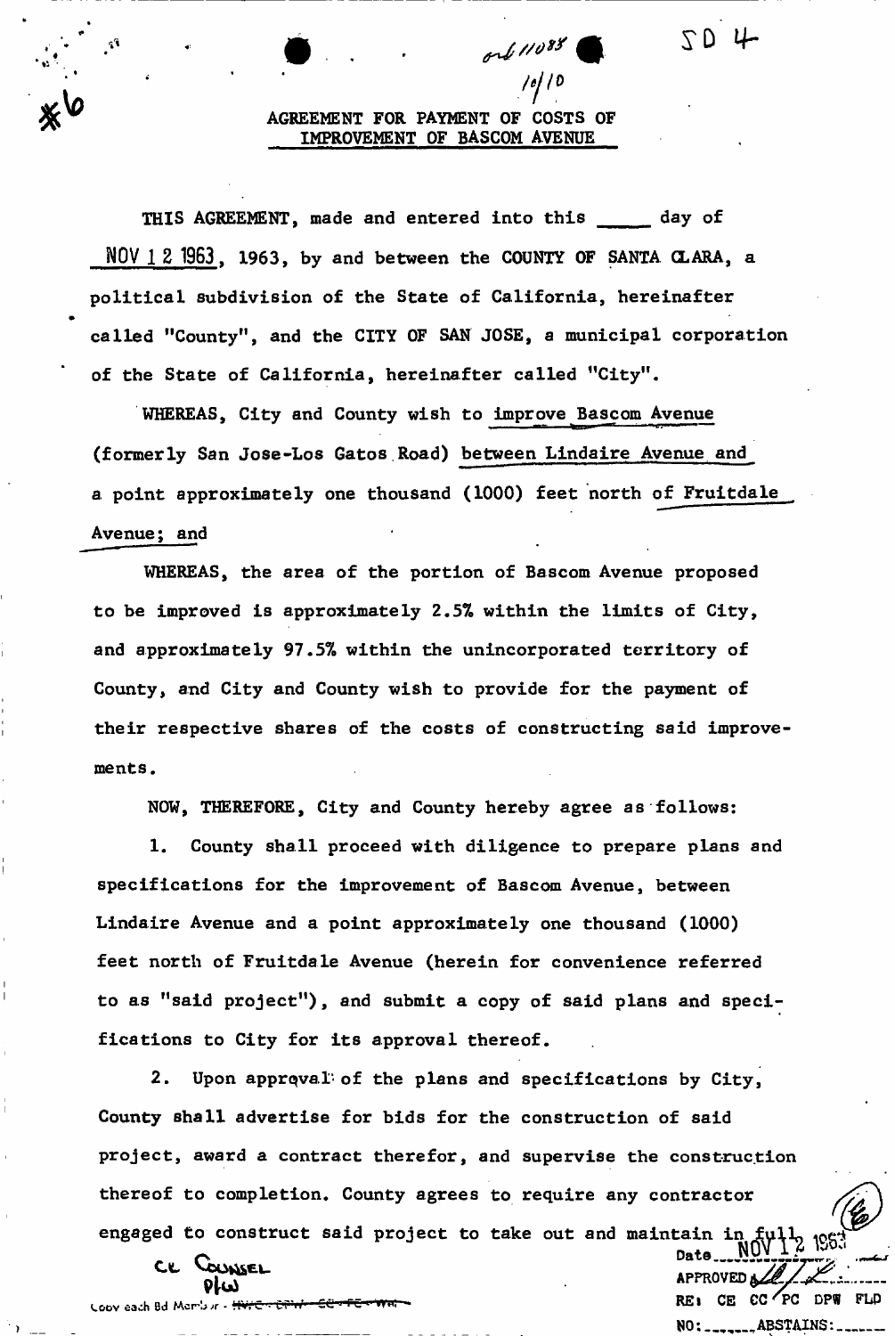\#6

SD 4

# AGREEMENT FOR PAYMENT OF COSTS OF IMPROVEMENT OF BASCOM AVENUE

THIS AGREEMENT, made and entered into this _____ day of NOV 12 1963, 1963, by and between the COUNTY OF SANTA CLARA, a political subdivision of the State of California, hereinafter called "County", and the CITY OF SAN JOSE, a municipal corporation of the State of California, hereinafter called "City".

WHEREAS, City and County wish to improve Bascom Avenue (formerly San Jose-Los Gatos Road) between Lindaire Avenue and a point approximately one thousand (1000) feet north of Fruitdale Avenue; and

WHEREAS, the area of the portion of Bascom Avenue proposed to be improved is approximately 2.5% within the limits of City, and approximately 97.5% within the unincorporated territory of County, and City and County wish to provide for the payment of their respective shares of the costs of constructing said improvements.

NOW, THEREFORE, City and County hereby agree as follows:

1. County shall proceed with diligence to prepare plans and specifications for the improvement of Bascom Avenue, between Lindaire Avenue and a point approximately one thousand (1000) feet north of Fruitdale Avenue (herein for convenience referred to as "said project"), and submit a copy of said plans and specifications to City for its approval thereof.

2. Upon approval of the plans and specifications by City, County shall advertise for bids for the construction of said project, award a contract therefor, and supervise the construction thereof to completion. County agrees to require any contractor engaged to construct said project to take out and maintain in full

CC Counsel
PW

Copy each Bd Member

Date NOV 12 1963
APPROVED
RE: CE CC PC DPW FLD
NO: _______ ABSTAINS: _______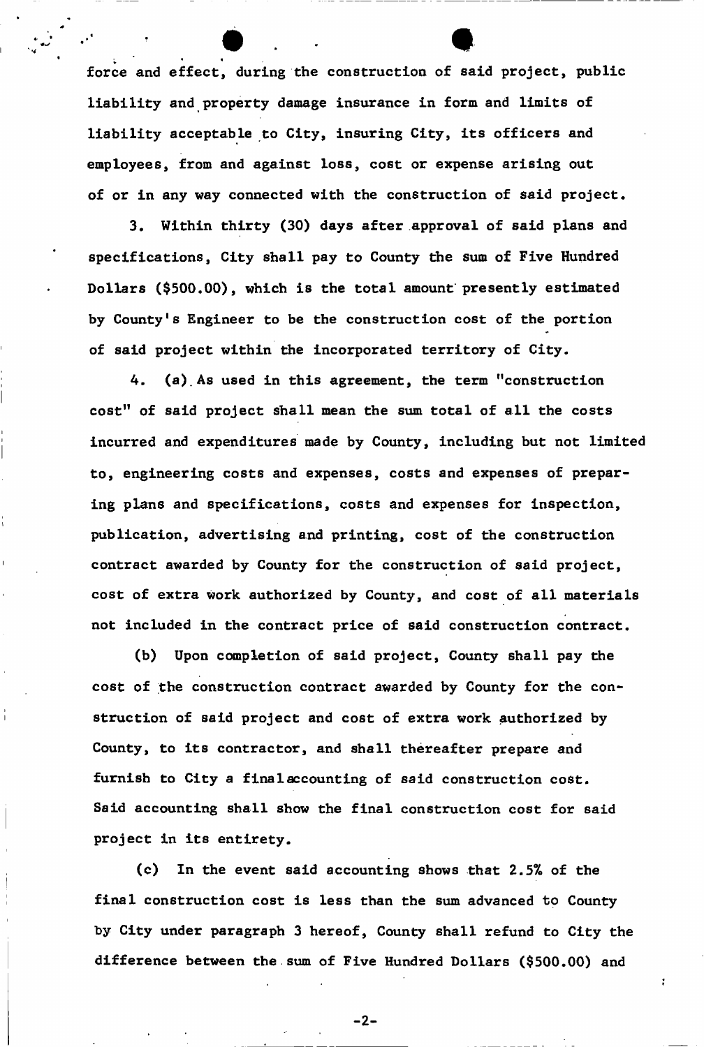force and effect, during the construction of said project, public liability and property damage insurance in form and limits of liability acceptable to City, insuring City, its officers and employees, from and against loss, cost or expense arising out of or in any way connected with the construction of said project.

3. Within thirty (30) days after approval of said plans and specifications, City shall pay to County the sum of Five Hundred Dollars ($500.00), which is the total amount presently estimated by County's Engineer to be the construction cost of the portion of said project within the incorporated territory of City.

4. (a) As used in this agreement, the term "construction cost" of said project shall mean the sum total of all the costs incurred and expenditures made by County, including but not limited to, engineering costs and expenses, costs and expenses of preparing plans and specifications, costs and expenses for inspection, publication, advertising and printing, cost of the construction contract awarded by County for the construction of said project, cost of extra work authorized by County, and cost of all materials not included in the contract price of said construction contract.

(b) Upon completion of said project, County shall pay the cost of the construction contract awarded by County for the construction of said project and cost of extra work authorized by County, to its contractor, and shall thereafter prepare and furnish to City a final accounting of said construction cost. Said accounting shall show the final construction cost for said project in its entirety.

(c) In the event said accounting shows that 2.5% of the final construction cost is less than the sum advanced to County by City under paragraph 3 hereof, County shall refund to City the difference between the sum of Five Hundred Dollars ($500.00) and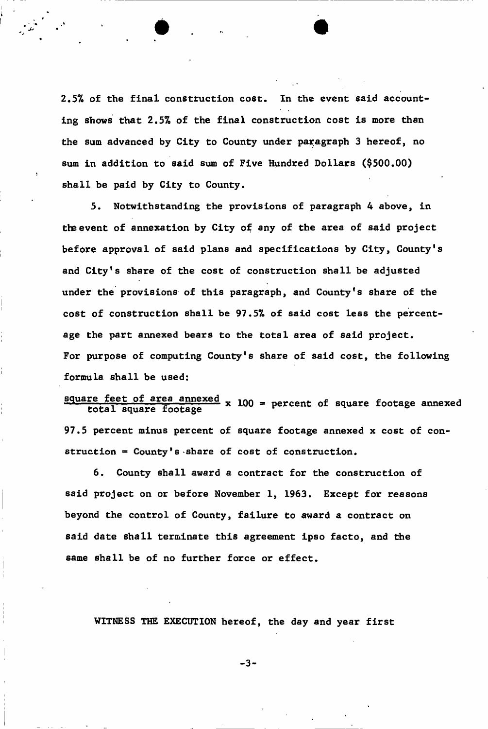2.5% of the final construction cost. In the event said accounting shows that 2.5% of the final construction cost is more than the sum advanced by City to County under paragraph 3 hereof, no sum in addition to said sum of Five Hundred Dollars ($500.00) shall be paid by City to County.

5. Notwithstanding the provisions of paragraph 4 above, in the event of annexation by City of any of the area of said project before approval of said plans and specifications by City, County's and City's share of the cost of construction shall be adjusted under the provisions of this paragraph, and County's share of the cost of construction shall be 97.5% of said cost less the percentage the part annexed bears to the total area of said project. For purpose of computing County's share of said cost, the following formula shall be used:

$$\frac{\text{square feet of area annexed}}{\text{total square footage}} \times 100 = \text{percent of square footage annexed}$$

97.5 percent minus percent of square footage annexed x cost of construction = County's share of cost of construction.

6. County shall award a contract for the construction of said project on or before November 1, 1963. Except for reasons beyond the control of County, failure to award a contract on said date shall terminate this agreement ipso facto, and the same shall be of no further force or effect.

WITNESS THE EXECUTION hereof, the day and year first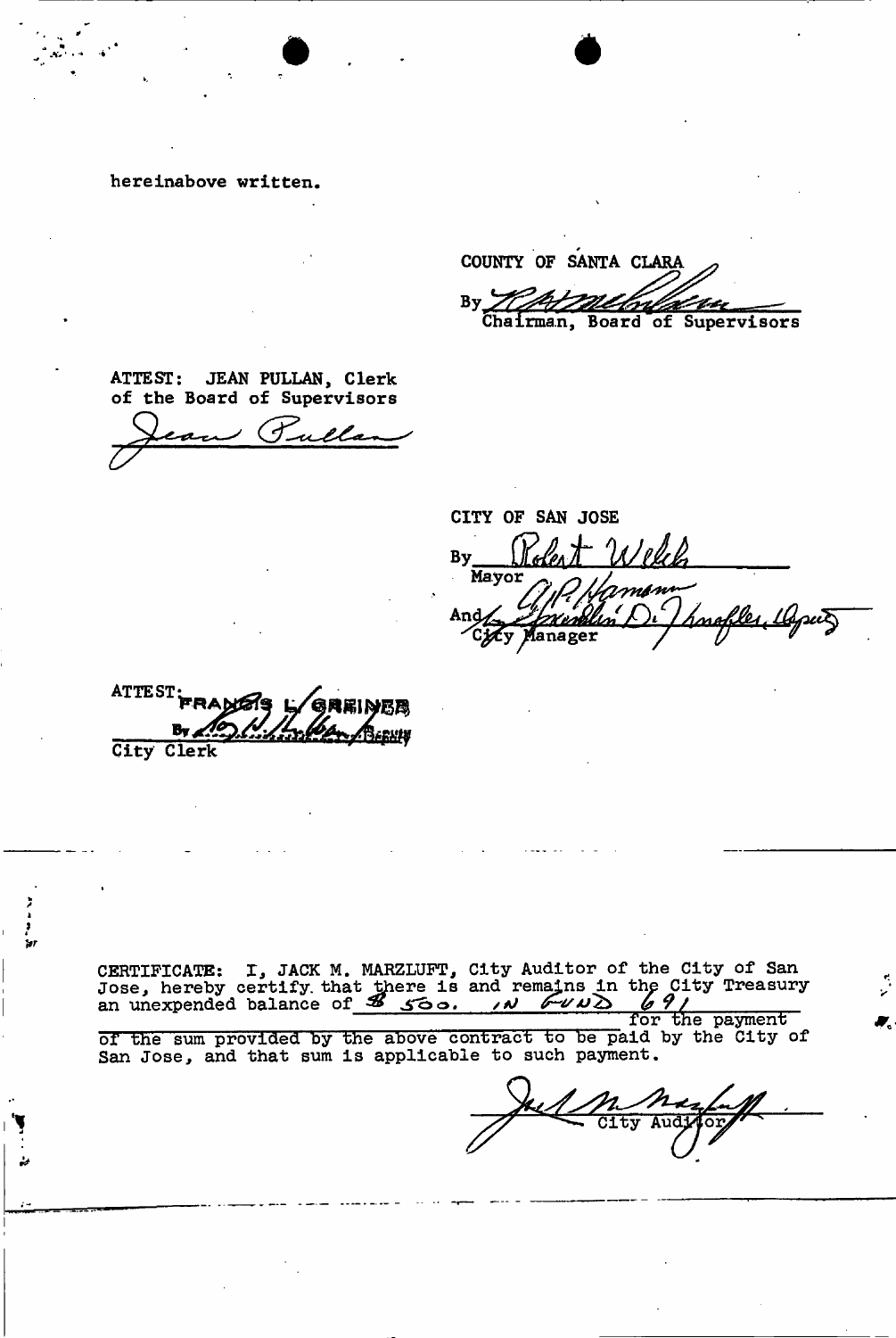hereinabove written.

COUNTY OF SANTA CLARA

By _______________
Chairman, Board of Supervisors

ATTEST: JEAN PULLAN, Clerk
of the Board of Supervisors

Jean Pullan

CITY OF SAN JOSE

By Robert Welch
Mayor

And A. P. Hamann
City Manager

ATTEST: FRANCIS L. GREINER
By _______________ Deputy
City Clerk

---

CERTIFICATE: I, JACK M. MARZLUFT, City Auditor of the City of San Jose, hereby certify that there is and remains in the City Treasury an unexpended balance of $ 500. IN FUND 691 for the payment of the sum provided by the above contract to be paid by the City of San Jose, and that sum is applicable to such payment.

Jack M. Marzluft
City Auditor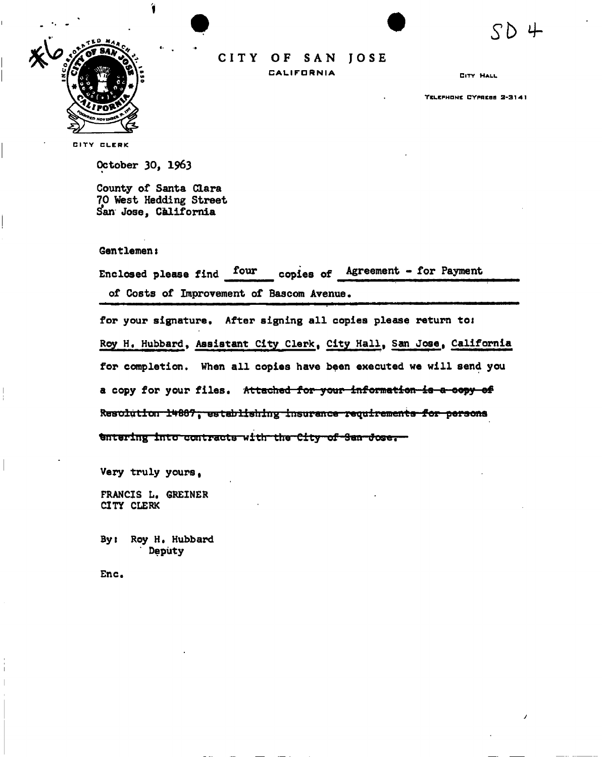SD 4

#6

# CITY OF SAN JOSE

CALIFORNIA

CITY HALL

TELEPHONE CYPRESS 2-3141

CITY CLERK

October 30, 1963

County of Santa Clara
70 West Hedding Street
San Jose, California

Gentlemen:

Enclosed please find four copies of Agreement - for Payment of Costs of Improvement of Bascom Avenue.

for your signature. After signing all copies please return to: Roy H. Hubbard, Assistant City Clerk, City Hall, San Jose, California for completion. When all copies have been executed we will send you a copy for your files. ~~Attached for your information is a copy of Resolution 14887, establishing insurance requirements for persons entering into contracts with the City of San Jose.~~

Very truly yours,

FRANCIS L. GREINER
CITY CLERK

By: Roy H. Hubbard
Deputy

Enc.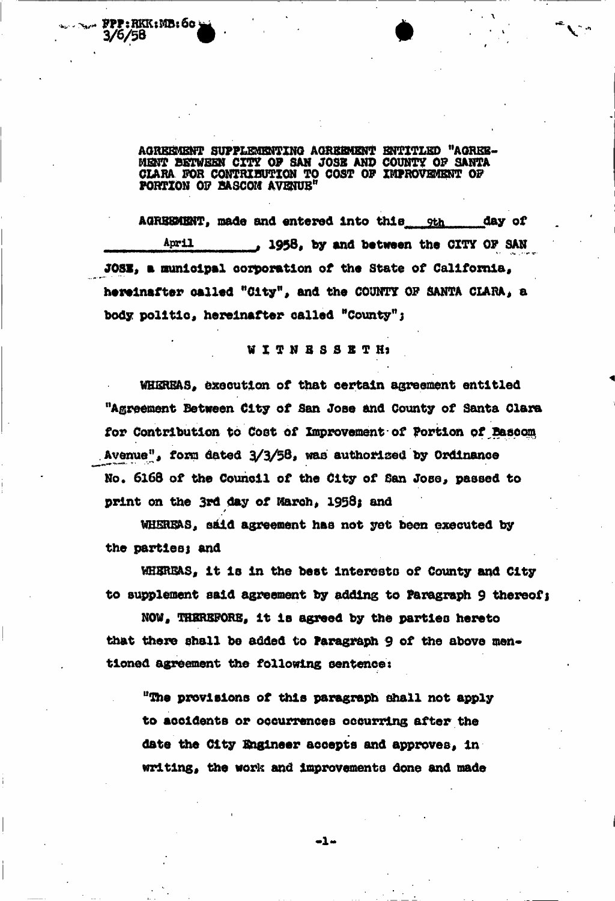FPP:RKK:MB:6c
3/6/58

AGREEMENT SUPPLEMENTING AGREEMENT ENTITLED "AGREEMENT BETWEEN CITY OF SAN JOSE AND COUNTY OF SANTA CLARA FOR CONTRIBUTION TO COST OF IMPROVEMENT OF PORTION OF BASCOM AVENUE"

AGREEMENT, made and entered into this 9th day of April, 1958, by and between the CITY OF SAN JOSE, a municipal corporation of the State of California, hereinafter called "City", and the COUNTY OF SANTA CLARA, a body politic, hereinafter called "County";

W I T N E S S E T H:

WHEREAS, execution of that certain agreement entitled "Agreement Between City of San Jose and County of Santa Clara for Contribution to Cost of Improvement of Portion of Bascom Avenue", form dated 3/3/58, was authorized by Ordinance No. 6168 of the Council of the City of San Jose, passed to print on the 3rd day of March, 1958; and

WHEREAS, said agreement has not yet been executed by the parties; and

WHEREAS, it is in the best interests of County and City to supplement said agreement by adding to Paragraph 9 thereof;

NOW, THEREFORE, it is agreed by the parties hereto that there shall be added to Paragraph 9 of the above mentioned agreement the following sentence:

"The provisions of this paragraph shall not apply to accidents or occurrences occurring after the date the City Engineer accepts and approves, in writing, the work and improvements done and made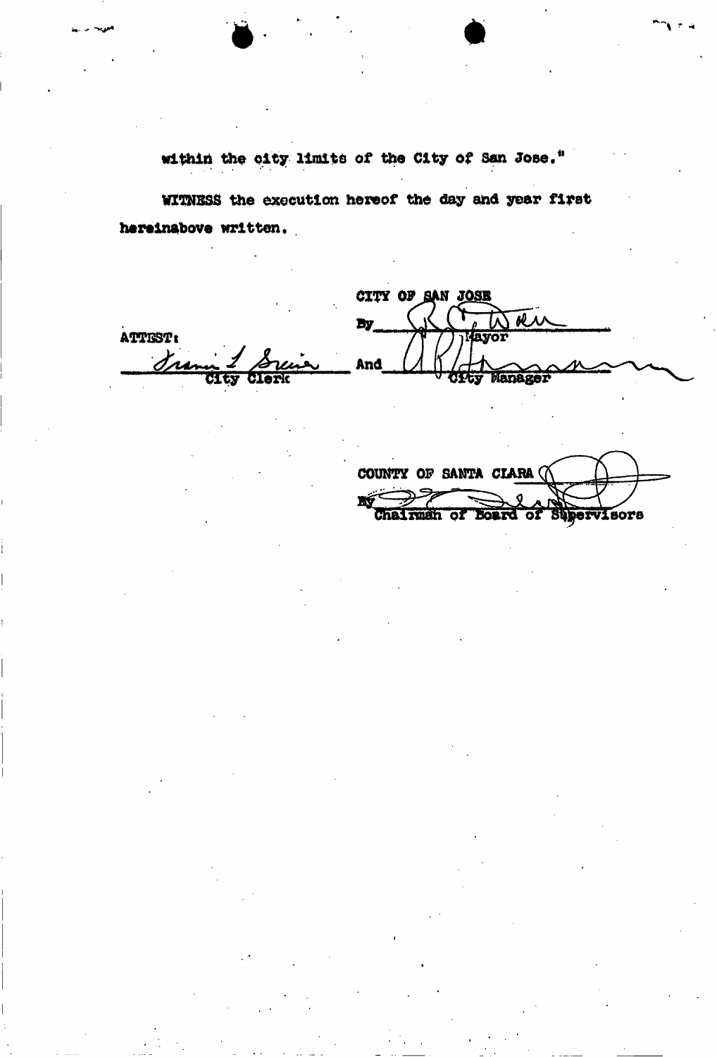within the city limits of the City of San Jose."

WITNESS the execution hereof the day and year first hereinabove written.

CITY OF SAN JOSE

By ______________________
Mayor

ATTEST:

______________________
City Clerk

And ______________________
City Manager

COUNTY OF SANTA CLARA

By ______________________
Chairman of Board of Supervisors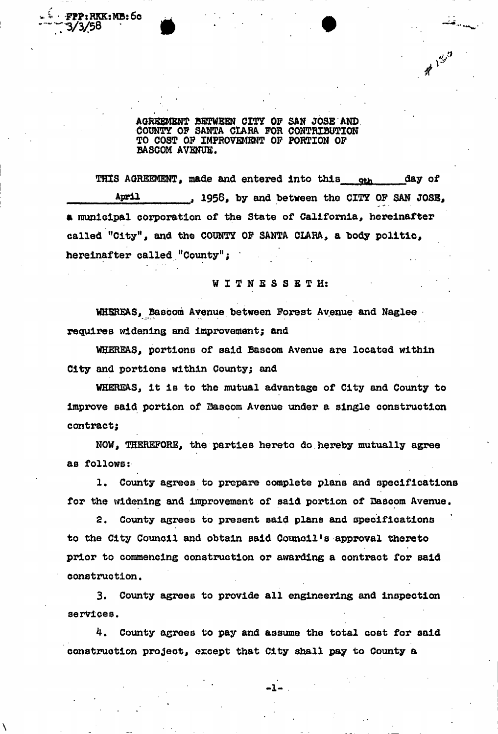FPP:RKK:MB:6c
3/3/58

AGREEMENT BETWEEN CITY OF SAN JOSE AND COUNTY OF SANTA CLARA FOR CONTRIBUTION TO COST OF IMPROVEMENT OF PORTION OF BASCOM AVENUE.

THIS AGREEMENT, made and entered into this 9th day of April, 1958, by and between the CITY OF SAN JOSE, a municipal corporation of the State of California, hereinafter called "City", and the COUNTY OF SANTA CLARA, a body politic, hereinafter called "County";

W I T N E S S E T H:

WHEREAS, Bascom Avenue between Forest Avenue and Naglee requires widening and improvement; and

WHEREAS, portions of said Bascom Avenue are located within City and portions within County; and

WHEREAS, it is to the mutual advantage of City and County to improve said portion of Bascom Avenue under a single construction contract;

NOW, THEREFORE, the parties hereto do hereby mutually agree as follows:

1. County agrees to prepare complete plans and specifications for the widening and improvement of said portion of Bascom Avenue.

2. County agrees to present said plans and specifications to the City Council and obtain said Council's approval thereto prior to commencing construction or awarding a contract for said construction.

3. County agrees to provide all engineering and inspection services.

4. County agrees to pay and assume the total cost for said construction project, except that City shall pay to County a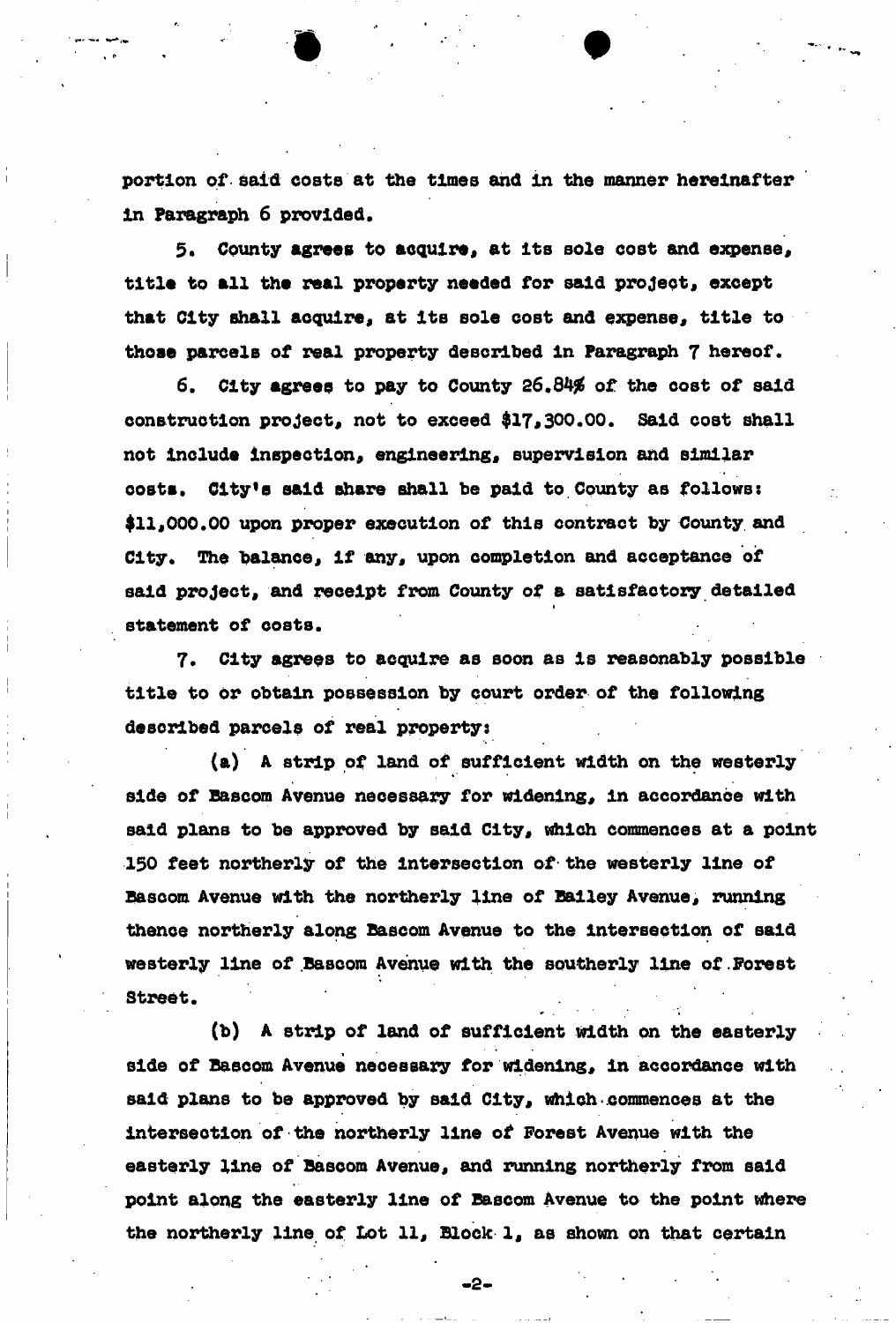portion of said costs at the times and in the manner hereinafter in Paragraph 6 provided.

5. County agrees to acquire, at its sole cost and expense, title to all the real property needed for said project, except that City shall acquire, at its sole cost and expense, title to those parcels of real property described in Paragraph 7 hereof.

6. City agrees to pay to County 26.84% of the cost of said construction project, not to exceed $17,300.00. Said cost shall not include inspection, engineering, supervision and similar costs. City's said share shall be paid to County as follows: $11,000.00 upon proper execution of this contract by County and City. The balance, if any, upon completion and acceptance of said project, and receipt from County of a satisfactory detailed statement of costs.

7. City agrees to acquire as soon as is reasonably possible title to or obtain possession by court order of the following described parcels of real property:

(a) A strip of land of sufficient width on the westerly side of Bascom Avenue necessary for widening, in accordance with said plans to be approved by said City, which commences at a point 150 feet northerly of the intersection of the westerly line of Bascom Avenue with the northerly line of Bailey Avenue, running thence northerly along Bascom Avenue to the intersection of said westerly line of Bascom Avenue with the southerly line of Forest Street.

(b) A strip of land of sufficient width on the easterly side of Bascom Avenue necessary for widening, in accordance with said plans to be approved by said City, which commences at the intersection of the northerly line of Forest Avenue with the easterly line of Bascom Avenue, and running northerly from said point along the easterly line of Bascom Avenue to the point where the northerly line of Lot 11, Block 1, as shown on that certain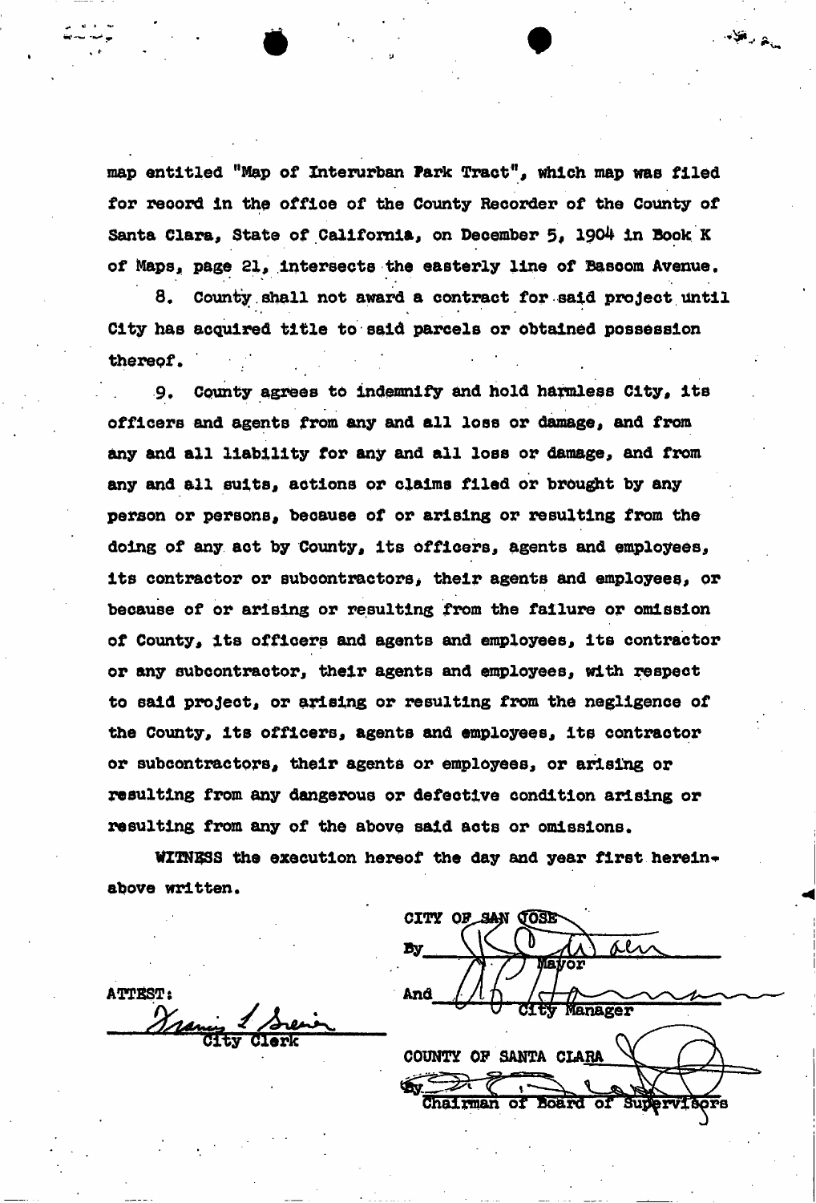map entitled "Map of Interurban Park Tract", which map was filed for record in the office of the County Recorder of the County of Santa Clara, State of California, on December 5, 1904 in Book K of Maps, page 21, intersects the easterly line of Bascom Avenue.

8. County shall not award a contract for said project until City has acquired title to said parcels or obtained possession thereof.

9. County agrees to indemnify and hold harmless City, its officers and agents from any and all loss or damage, and from any and all liability for any and all loss or damage, and from any and all suits, actions or claims filed or brought by any person or persons, because of or arising or resulting from the doing of any act by County, its officers, agents and employees, its contractor or subcontractors, their agents and employees, or because of or arising or resulting from the failure or omission of County, its officers and agents and employees, its contractor or any subcontractor, their agents and employees, with respect to said project, or arising or resulting from the negligence of the County, its officers, agents and employees, its contractor or subcontractors, their agents or employees, or arising or resulting from any dangerous or defective condition arising or resulting from any of the above said acts or omissions.

WITNESS the execution hereof the day and year first hereinabove written.

CITY OF SAN JOSE

By ____________________
Mayor

And ____________________
City Manager

ATTEST:

____________________
City Clerk

COUNTY OF SANTA CLARA

By ____________________
Chairman of Board of Supervisors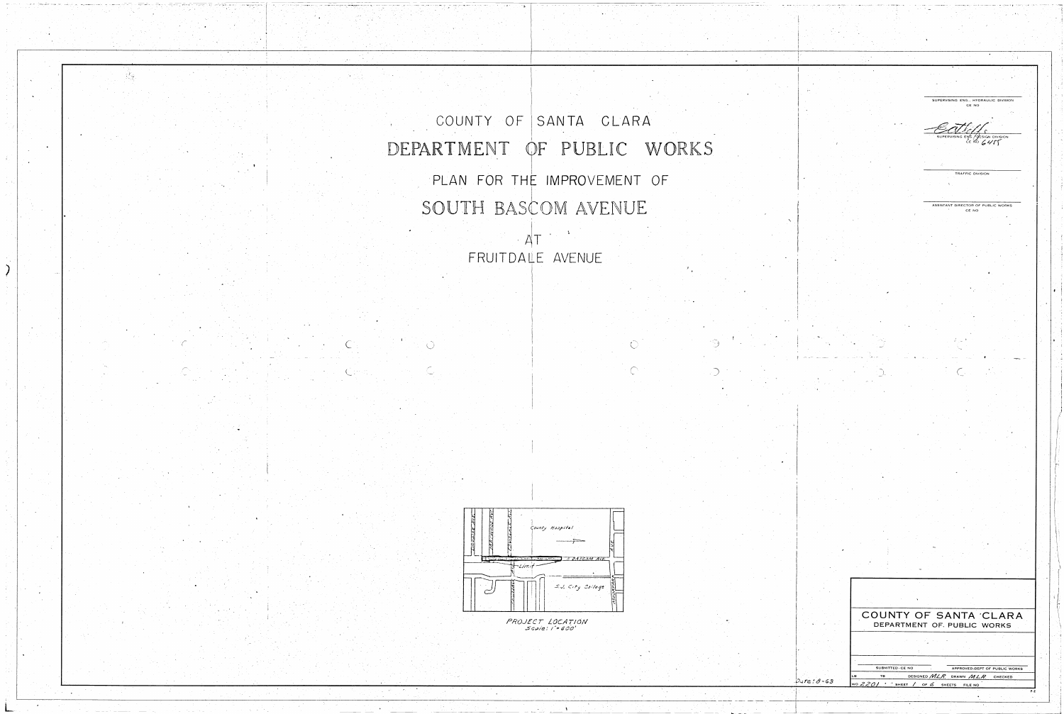# COUNTY OF SANTA CLARA

# DEPARTMENT OF PUBLIC WORKS

## PLAN FOR THE IMPROVEMENT OF

# SOUTH BASCOM AVENUE

## AT

## FRUITDALE AVENUE

County Hospital

S. BASCOM AVE.

Limit

S.J. City College

*PROJECT LOCATION*
*Scale: 1" = 600'*

SUPERVISING ENG., HYDRAULIC DIVISION
CE NO

SUPERVISING ENG., DESIGN DIVISION
CE NO 6415

TRAFFIC DIVISION

ASSISTANT DIRECTOR OF PUBLIC WORKS
CE NO

COUNTY OF SANTA CLARA
DEPARTMENT OF PUBLIC WORKS

SUBMITTED - CE NO | APPROVED - DEPT OF PUBLIC WORKS

LB | TB | DESIGNED M.L.R. | DRAWN M.L.R. | CHECKED

WO 2201 | SHEET 1 OF 6 SHEETS | FILE NO

Date: 8-63